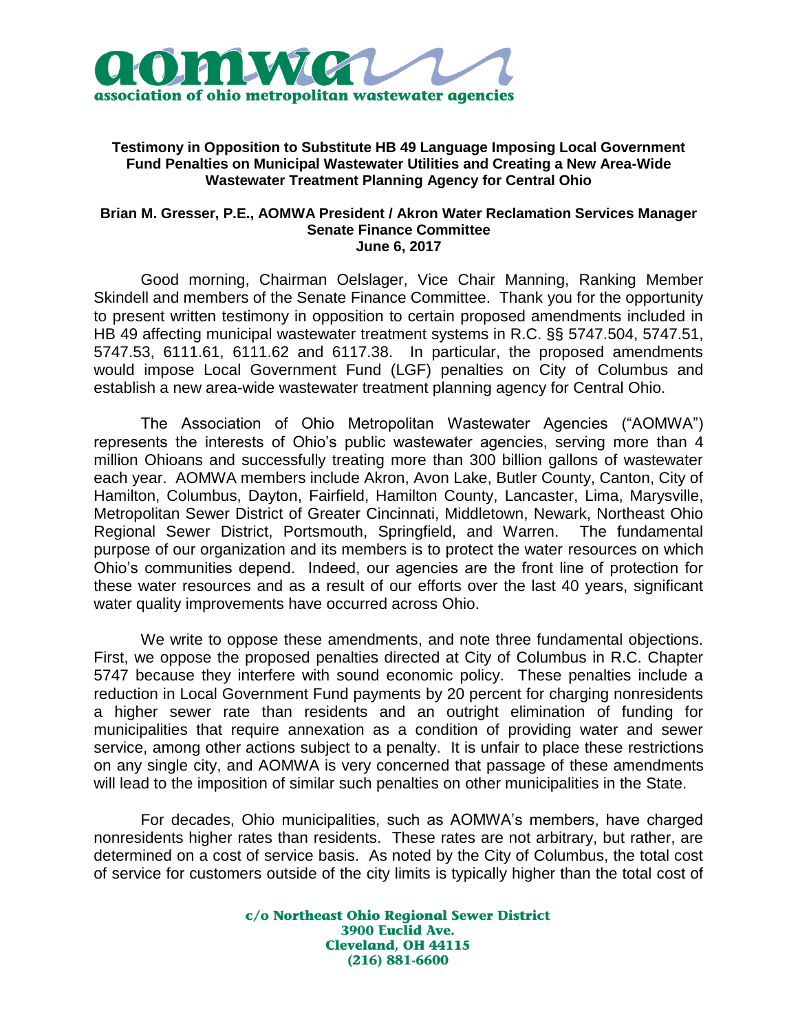**aomwa**
**association of ohio metropolitan wastewater agencies**

**Testimony in Opposition to Substitute HB 49 Language Imposing Local Government Fund Penalties on Municipal Wastewater Utilities and Creating a New Area-Wide Wastewater Treatment Planning Agency for Central Ohio**

**Brian M. Gresser, P.E., AOMWA President / Akron Water Reclamation Services Manager**
**Senate Finance Committee**
**June 6, 2017**

Good morning, Chairman Oelslager, Vice Chair Manning, Ranking Member Skindell and members of the Senate Finance Committee. Thank you for the opportunity to present written testimony in opposition to certain proposed amendments included in HB 49 affecting municipal wastewater treatment systems in R.C. §§ 5747.504, 5747.51, 5747.53, 6111.61, 6111.62 and 6117.38. In particular, the proposed amendments would impose Local Government Fund (LGF) penalties on City of Columbus and establish a new area-wide wastewater treatment planning agency for Central Ohio.

The Association of Ohio Metropolitan Wastewater Agencies ("AOMWA") represents the interests of Ohio's public wastewater agencies, serving more than 4 million Ohioans and successfully treating more than 300 billion gallons of wastewater each year. AOMWA members include Akron, Avon Lake, Butler County, Canton, City of Hamilton, Columbus, Dayton, Fairfield, Hamilton County, Lancaster, Lima, Marysville, Metropolitan Sewer District of Greater Cincinnati, Middletown, Newark, Northeast Ohio Regional Sewer District, Portsmouth, Springfield, and Warren. The fundamental purpose of our organization and its members is to protect the water resources on which Ohio's communities depend. Indeed, our agencies are the front line of protection for these water resources and as a result of our efforts over the last 40 years, significant water quality improvements have occurred across Ohio.

We write to oppose these amendments, and note three fundamental objections. First, we oppose the proposed penalties directed at City of Columbus in R.C. Chapter 5747 because they interfere with sound economic policy. These penalties include a reduction in Local Government Fund payments by 20 percent for charging nonresidents a higher sewer rate than residents and an outright elimination of funding for municipalities that require annexation as a condition of providing water and sewer service, among other actions subject to a penalty. It is unfair to place these restrictions on any single city, and AOMWA is very concerned that passage of these amendments will lead to the imposition of similar such penalties on other municipalities in the State.

For decades, Ohio municipalities, such as AOMWA's members, have charged nonresidents higher rates than residents. These rates are not arbitrary, but rather, are determined on a cost of service basis. As noted by the City of Columbus, the total cost of service for customers outside of the city limits is typically higher than the total cost of

c/o Northeast Ohio Regional Sewer District
3900 Euclid Ave.
Cleveland, OH 44115
(216) 881-6600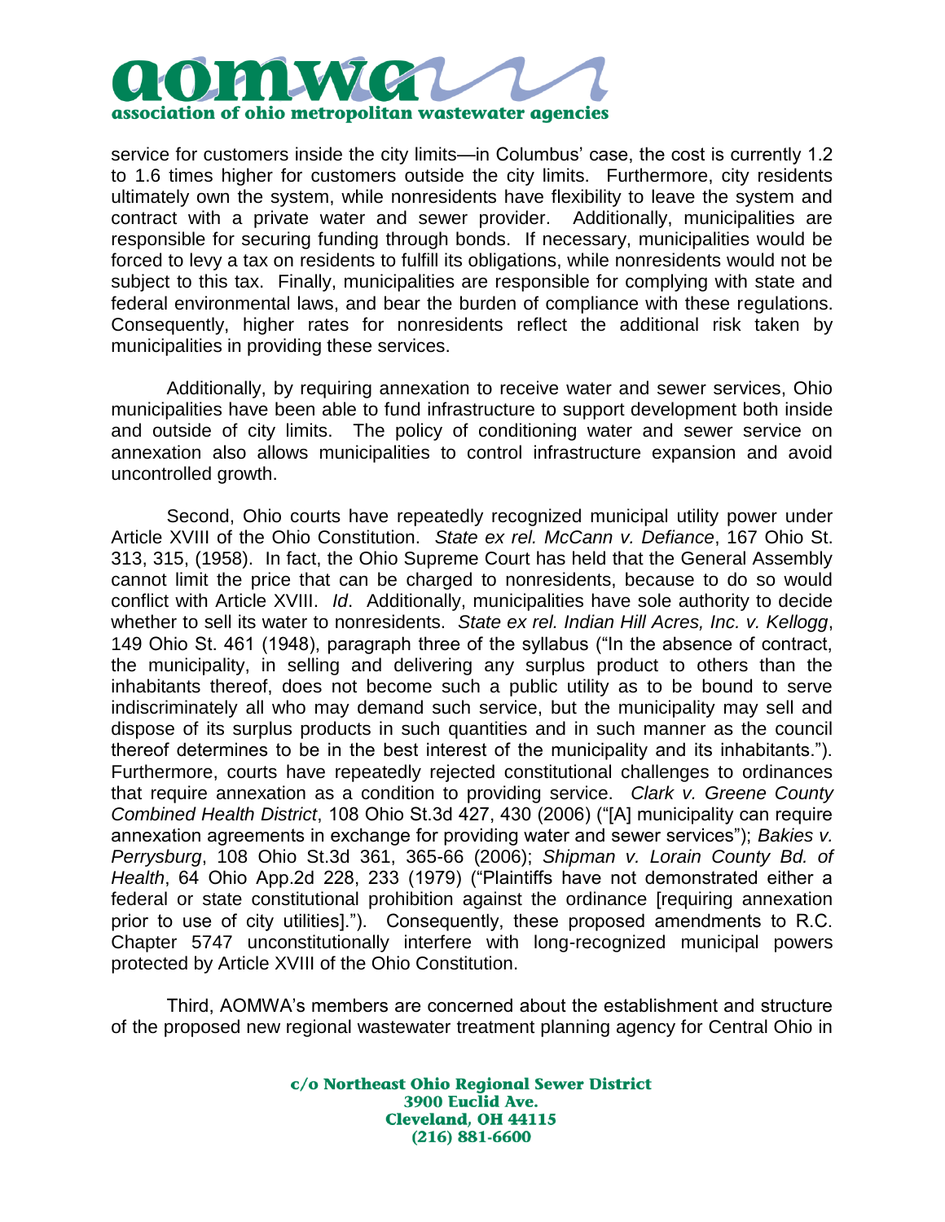service for customers inside the city limits—in Columbus' case, the cost is currently 1.2 to 1.6 times higher for customers outside the city limits. Furthermore, city residents ultimately own the system, while nonresidents have flexibility to leave the system and contract with a private water and sewer provider. Additionally, municipalities are responsible for securing funding through bonds. If necessary, municipalities would be forced to levy a tax on residents to fulfill its obligations, while nonresidents would not be subject to this tax. Finally, municipalities are responsible for complying with state and federal environmental laws, and bear the burden of compliance with these regulations. Consequently, higher rates for nonresidents reflect the additional risk taken by municipalities in providing these services.

Additionally, by requiring annexation to receive water and sewer services, Ohio municipalities have been able to fund infrastructure to support development both inside and outside of city limits. The policy of conditioning water and sewer service on annexation also allows municipalities to control infrastructure expansion and avoid uncontrolled growth.

Second, Ohio courts have repeatedly recognized municipal utility power under Article XVIII of the Ohio Constitution. *State ex rel. McCann v. Defiance*, 167 Ohio St. 313, 315, (1958). In fact, the Ohio Supreme Court has held that the General Assembly cannot limit the price that can be charged to nonresidents, because to do so would conflict with Article XVIII. *Id*. Additionally, municipalities have sole authority to decide whether to sell its water to nonresidents. *State ex rel. Indian Hill Acres, Inc. v. Kellogg*, 149 Ohio St. 461 (1948), paragraph three of the syllabus ("In the absence of contract, the municipality, in selling and delivering any surplus product to others than the inhabitants thereof, does not become such a public utility as to be bound to serve indiscriminately all who may demand such service, but the municipality may sell and dispose of its surplus products in such quantities and in such manner as the council thereof determines to be in the best interest of the municipality and its inhabitants."). Furthermore, courts have repeatedly rejected constitutional challenges to ordinances that require annexation as a condition to providing service. *Clark v. Greene County Combined Health District*, 108 Ohio St.3d 427, 430 (2006) ("[A] municipality can require annexation agreements in exchange for providing water and sewer services"); *Bakies v. Perrysburg*, 108 Ohio St.3d 361, 365-66 (2006); *Shipman v. Lorain County Bd. of Health*, 64 Ohio App.2d 228, 233 (1979) ("Plaintiffs have not demonstrated either a federal or state constitutional prohibition against the ordinance [requiring annexation prior to use of city utilities]."). Consequently, these proposed amendments to R.C. Chapter 5747 unconstitutionally interfere with long-recognized municipal powers protected by Article XVIII of the Ohio Constitution.

Third, AOMWA's members are concerned about the establishment and structure of the proposed new regional wastewater treatment planning agency for Central Ohio in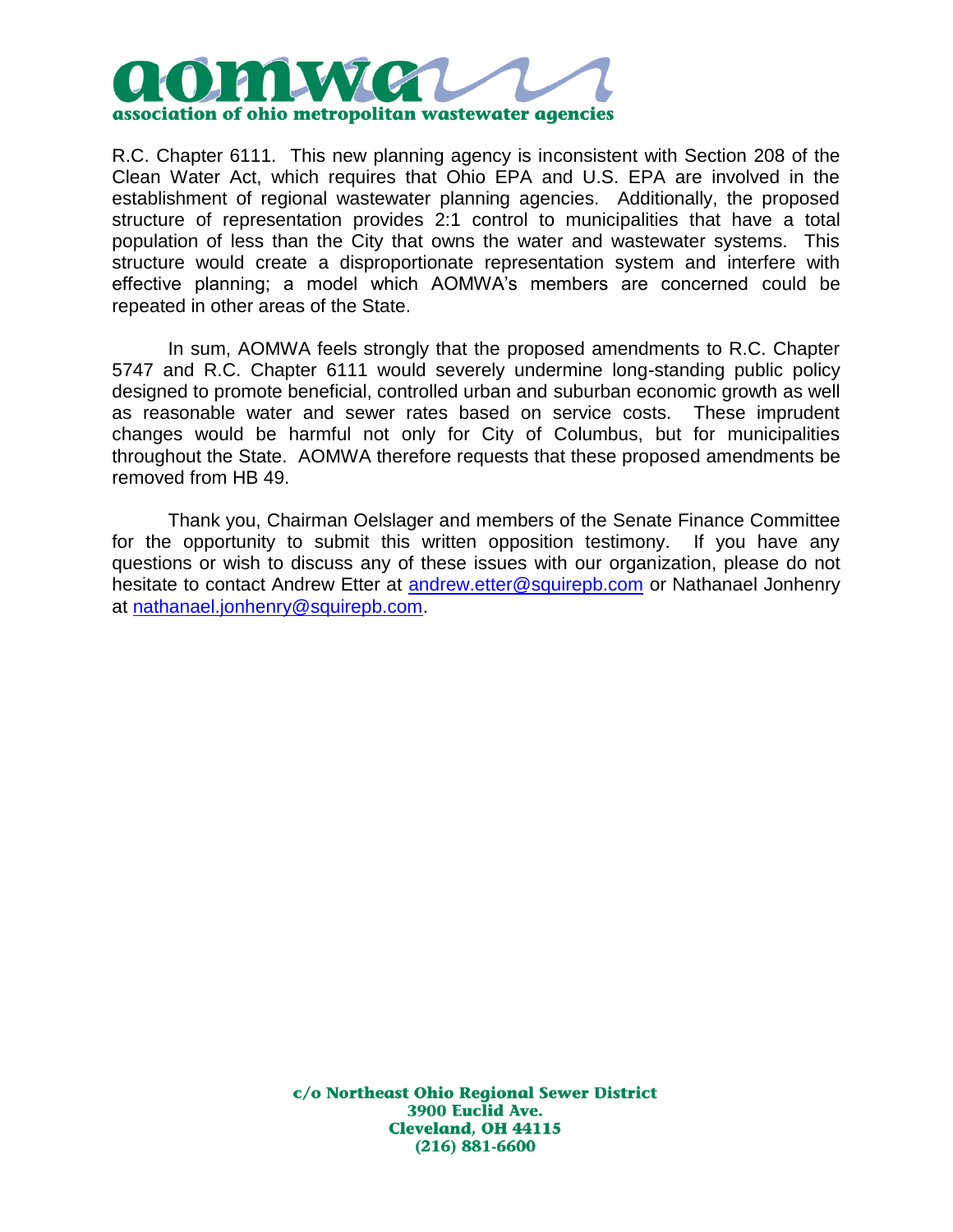R.C. Chapter 6111. This new planning agency is inconsistent with Section 208 of the Clean Water Act, which requires that Ohio EPA and U.S. EPA are involved in the establishment of regional wastewater planning agencies. Additionally, the proposed structure of representation provides 2:1 control to municipalities that have a total population of less than the City that owns the water and wastewater systems. This structure would create a disproportionate representation system and interfere with effective planning; a model which AOMWA's members are concerned could be repeated in other areas of the State.

In sum, AOMWA feels strongly that the proposed amendments to R.C. Chapter 5747 and R.C. Chapter 6111 would severely undermine long-standing public policy designed to promote beneficial, controlled urban and suburban economic growth as well as reasonable water and sewer rates based on service costs. These imprudent changes would be harmful not only for City of Columbus, but for municipalities throughout the State. AOMWA therefore requests that these proposed amendments be removed from HB 49.

Thank you, Chairman Oelslager and members of the Senate Finance Committee for the opportunity to submit this written opposition testimony. If you have any questions or wish to discuss any of these issues with our organization, please do not hesitate to contact Andrew Etter at andrew.etter@squirepb.com or Nathanael Jonhenry at nathanael.jonhenry@squirepb.com.

c/o Northeast Ohio Regional Sewer District
3900 Euclid Ave.
Cleveland, OH 44115
(216) 881-6600